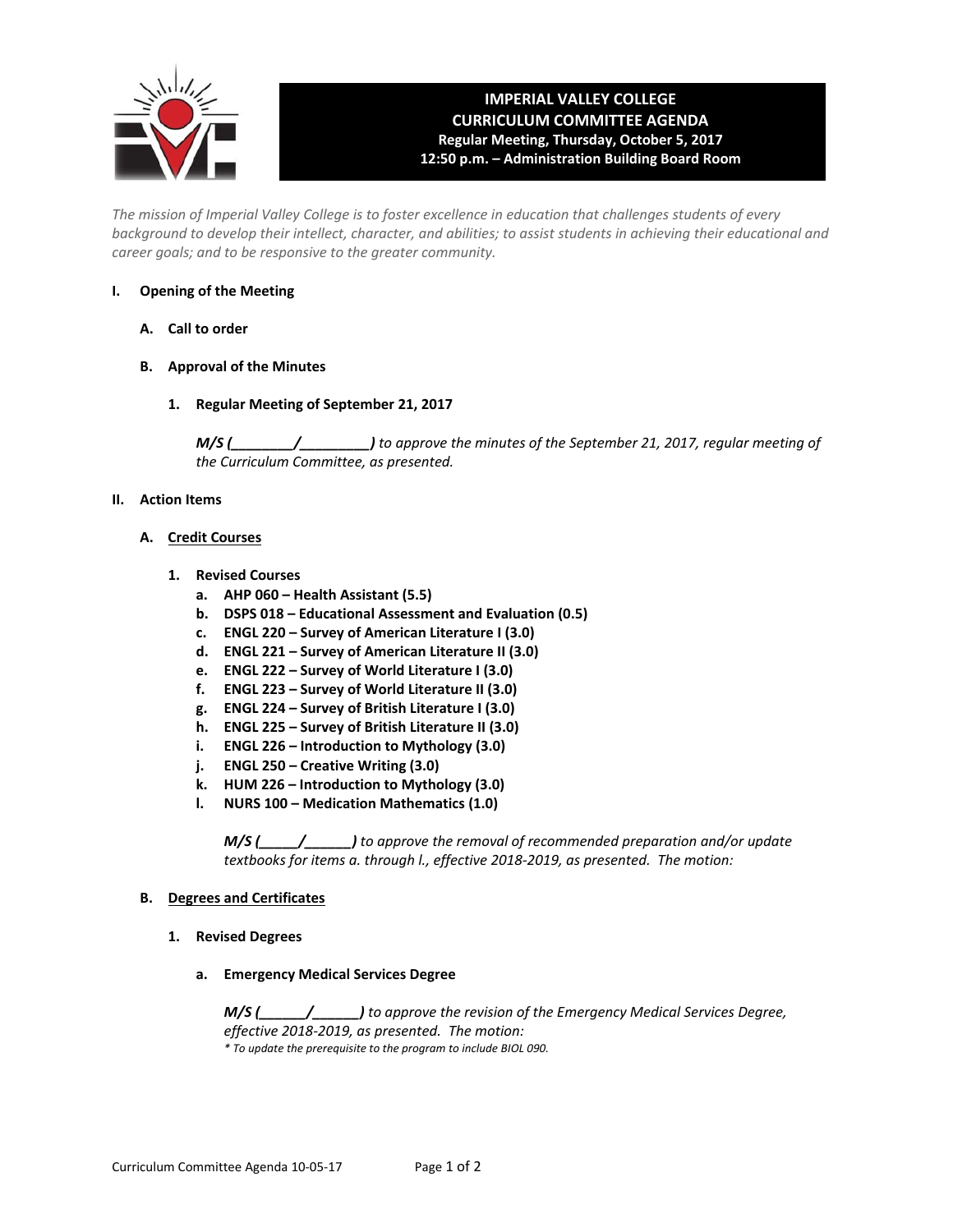# IMPERIAL VALLEY COLLEGE
## CURRICULUM COMMITTEE AGENDA
### Regular Meeting, Thursday, October 5, 2017
### 12:50 p.m. – Administration Building Board Room

*The mission of Imperial Valley College is to foster excellence in education that challenges students of every background to develop their intellect, character, and abilities; to assist students in achieving their educational and career goals; and to be responsive to the greater community.*

**I. Opening of the Meeting**

**A. Call to order**

**B. Approval of the Minutes**

**1. Regular Meeting of September 21, 2017**

***M/S (________/________)*** *to approve the minutes of the September 21, 2017, regular meeting of the Curriculum Committee, as presented.*

**II. Action Items**

**A. Credit Courses**

**1. Revised Courses**

- **a. AHP 060 – Health Assistant (5.5)**
- **b. DSPS 018 – Educational Assessment and Evaluation (0.5)**
- **c. ENGL 220 – Survey of American Literature I (3.0)**
- **d. ENGL 221 – Survey of American Literature II (3.0)**
- **e. ENGL 222 – Survey of World Literature I (3.0)**
- **f. ENGL 223 – Survey of World Literature II (3.0)**
- **g. ENGL 224 – Survey of British Literature I (3.0)**
- **h. ENGL 225 – Survey of British Literature II (3.0)**
- **i. ENGL 226 – Introduction to Mythology (3.0)**
- **j. ENGL 250 – Creative Writing (3.0)**
- **k. HUM 226 – Introduction to Mythology (3.0)**
- **l. NURS 100 – Medication Mathematics (1.0)**

***M/S (_____/______)*** *to approve the removal of recommended preparation and/or update textbooks for items a. through l., effective 2018-2019, as presented. The motion:*

**B. Degrees and Certificates**

**1. Revised Degrees**

**a. Emergency Medical Services Degree**

***M/S (______/______)*** *to approve the revision of the Emergency Medical Services Degree, effective 2018-2019, as presented. The motion:*

*\* To update the prerequisite to the program to include BIOL 090.*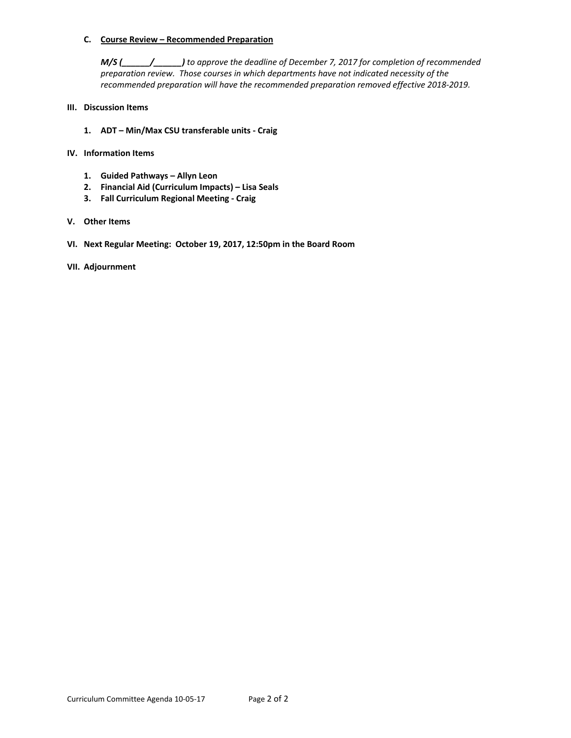**C. Course Review – Recommended Preparation**

***M/S (______/______)*** *to approve the deadline of December 7, 2017 for completion of recommended preparation review. Those courses in which departments have not indicated necessity of the recommended preparation will have the recommended preparation removed effective 2018-2019.*

**III. Discussion Items**

1. **ADT – Min/Max CSU transferable units - Craig**

**IV. Information Items**

1. **Guided Pathways – Allyn Leon**
2. **Financial Aid (Curriculum Impacts) – Lisa Seals**
3. **Fall Curriculum Regional Meeting - Craig**

**V. Other Items**

**VI. Next Regular Meeting: October 19, 2017, 12:50pm in the Board Room**

**VII. Adjournment**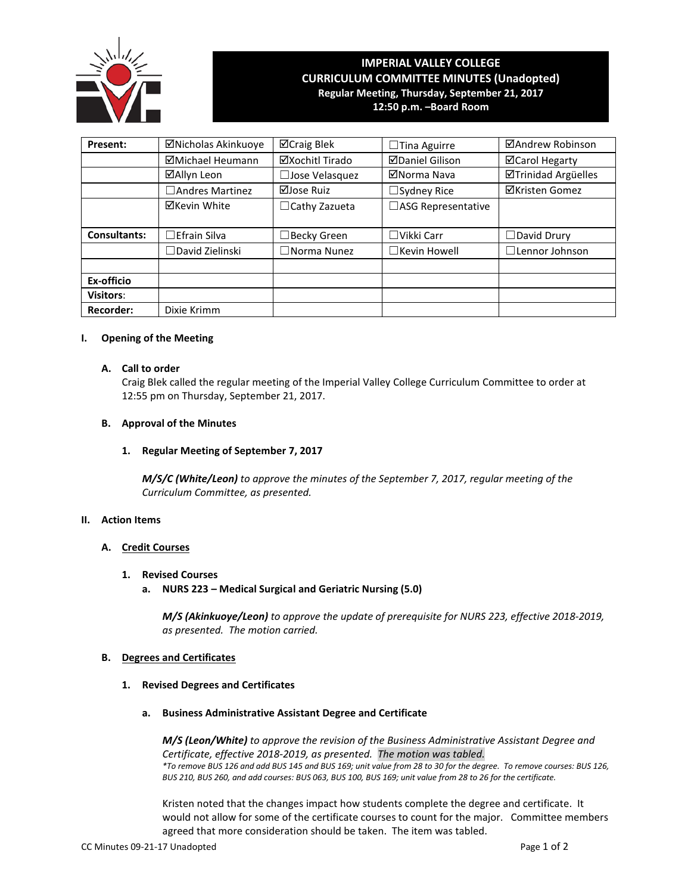# IMPERIAL VALLEY COLLEGE
## CURRICULUM COMMITTEE MINUTES (Unadopted)
### Regular Meeting, Thursday, September 21, 2017
### 12:50 p.m. –Board Room

| Present: | ☑Nicholas Akinkuoye | ☑Craig Blek | ☐Tina Aguirre | ☑Andrew Robinson |
|---|---|---|---|---|
| | ☑Michael Heumann | ☑Xochitl Tirado | ☑Daniel Gilison | ☑Carol Hegarty |
| | ☑Allyn Leon | ☐Jose Velasquez | ☑Norma Nava | ☑Trinidad Argüelles |
| | ☐Andres Martinez | ☑Jose Ruiz | ☐Sydney Rice | ☑Kristen Gomez |
| | ☑Kevin White | ☐Cathy Zazueta | ☐ASG Representative | |
| **Consultants:** | ☐Efrain Silva | ☐Becky Green | ☐Vikki Carr | ☐David Drury |
| | ☐David Zielinski | ☐Norma Nunez | ☐Kevin Howell | ☐Lennor Johnson |
| | | | | |
| **Ex-officio** | | | | |
| **Visitors**: | | | | |
| **Recorder:** | Dixie Krimm | | | |

## I. Opening of the Meeting

### A. Call to order

Craig Blek called the regular meeting of the Imperial Valley College Curriculum Committee to order at 12:55 pm on Thursday, September 21, 2017.

### B. Approval of the Minutes

#### 1. Regular Meeting of September 7, 2017

***M/S/C (White/Leon)*** *to approve the minutes of the September 7, 2017, regular meeting of the Curriculum Committee, as presented.*

## II. Action Items

### A. Credit Courses

#### 1. Revised Courses

**a. NURS 223 – Medical Surgical and Geriatric Nursing (5.0)**

***M/S (Akinkuoye/Leon)*** *to approve the update of prerequisite for NURS 223, effective 2018-2019, as presented. The motion carried.*

### B. Degrees and Certificates

#### 1. Revised Degrees and Certificates

**a. Business Administrative Assistant Degree and Certificate**

***M/S (Leon/White)*** *to approve the revision of the Business Administrative Assistant Degree and Certificate, effective 2018-2019, as presented. The motion was tabled.*

*\*To remove BUS 126 and add BUS 145 and BUS 169; unit value from 28 to 30 for the degree. To remove courses: BUS 126, BUS 210, BUS 260, and add courses: BUS 063, BUS 100, BUS 169; unit value from 28 to 26 for the certificate.*

Kristen noted that the changes impact how students complete the degree and certificate. It would not allow for some of the certificate courses to count for the major. Committee members agreed that more consideration should be taken. The item was tabled.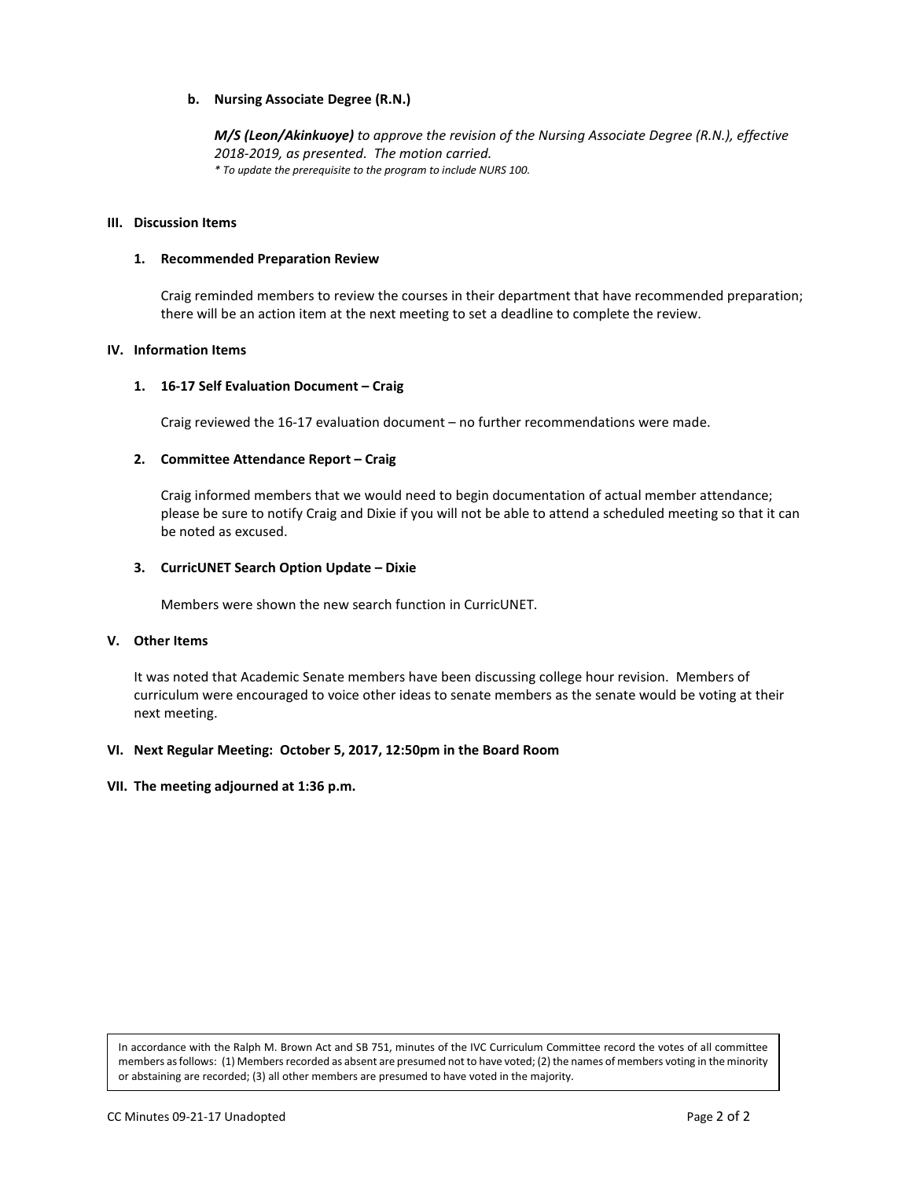**b. Nursing Associate Degree (R.N.)**

***M/S (Leon/Akinkuoye)*** *to approve the revision of the Nursing Associate Degree (R.N.), effective 2018-2019, as presented. The motion carried.*
*\* To update the prerequisite to the program to include NURS 100.*

## III. Discussion Items

### 1. Recommended Preparation Review

Craig reminded members to review the courses in their department that have recommended preparation; there will be an action item at the next meeting to set a deadline to complete the review.

## IV. Information Items

### 1. 16-17 Self Evaluation Document – Craig

Craig reviewed the 16-17 evaluation document – no further recommendations were made.

### 2. Committee Attendance Report – Craig

Craig informed members that we would need to begin documentation of actual member attendance; please be sure to notify Craig and Dixie if you will not be able to attend a scheduled meeting so that it can be noted as excused.

### 3. CurricUNET Search Option Update – Dixie

Members were shown the new search function in CurricUNET.

## V. Other Items

It was noted that Academic Senate members have been discussing college hour revision. Members of curriculum were encouraged to voice other ideas to senate members as the senate would be voting at their next meeting.

## VI. Next Regular Meeting: October 5, 2017, 12:50pm in the Board Room

## VII. The meeting adjourned at 1:36 p.m.

In accordance with the Ralph M. Brown Act and SB 751, minutes of the IVC Curriculum Committee record the votes of all committee members as follows: (1) Members recorded as absent are presumed not to have voted; (2) the names of members voting in the minority or abstaining are recorded; (3) all other members are presumed to have voted in the majority.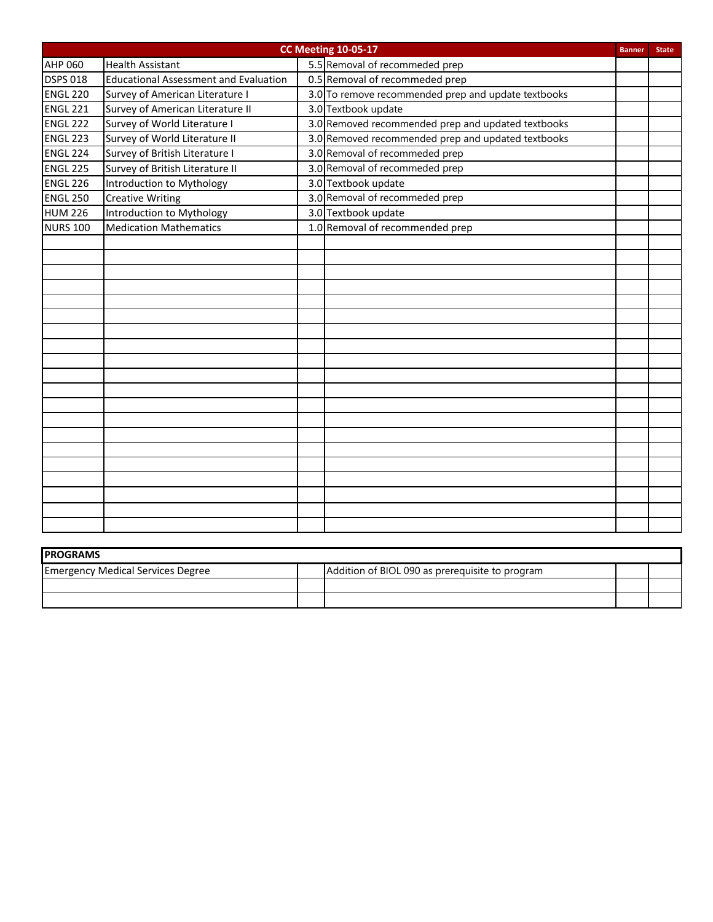| CC Meeting 10-05-17 | | | | Banner | State |
|---|---|---|---|---|---|
| AHP 060 | Health Assistant | 5.5 | Removal of recommeded prep | | |
| DSPS 018 | Educational Assessment and Evaluation | 0.5 | Removal of recommeded prep | | |
| ENGL 220 | Survey of American Literature I | 3.0 | To remove recommeded prep and update textbooks | | |
| ENGL 221 | Survey of American Literature II | 3.0 | Textbook update | | |
| ENGL 222 | Survey of World Literature I | 3.0 | Removed recommeded prep and updated textbooks | | |
| ENGL 223 | Survey of World Literature II | 3.0 | Removed recommeded prep and updated textbooks | | |
| ENGL 224 | Survey of British Literature I | 3.0 | Removal of recommeded prep | | |
| ENGL 225 | Survey of British Literature II | 3.0 | Removal of recommeded prep | | |
| ENGL 226 | Introduction to Mythology | 3.0 | Textbook update | | |
| ENGL 250 | Creative Writing | 3.0 | Removal of recommeded prep | | |
| HUM 226 | Introduction to Mythology | 3.0 | Textbook update | | |
| NURS 100 | Medication Mathematics | 1.0 | Removal of recommended prep | | |

| PROGRAMS | | | | |
|---|---|---|---|---|
| Emergency Medical Services Degree | | Addition of BIOL 090 as prerequisite to program | | |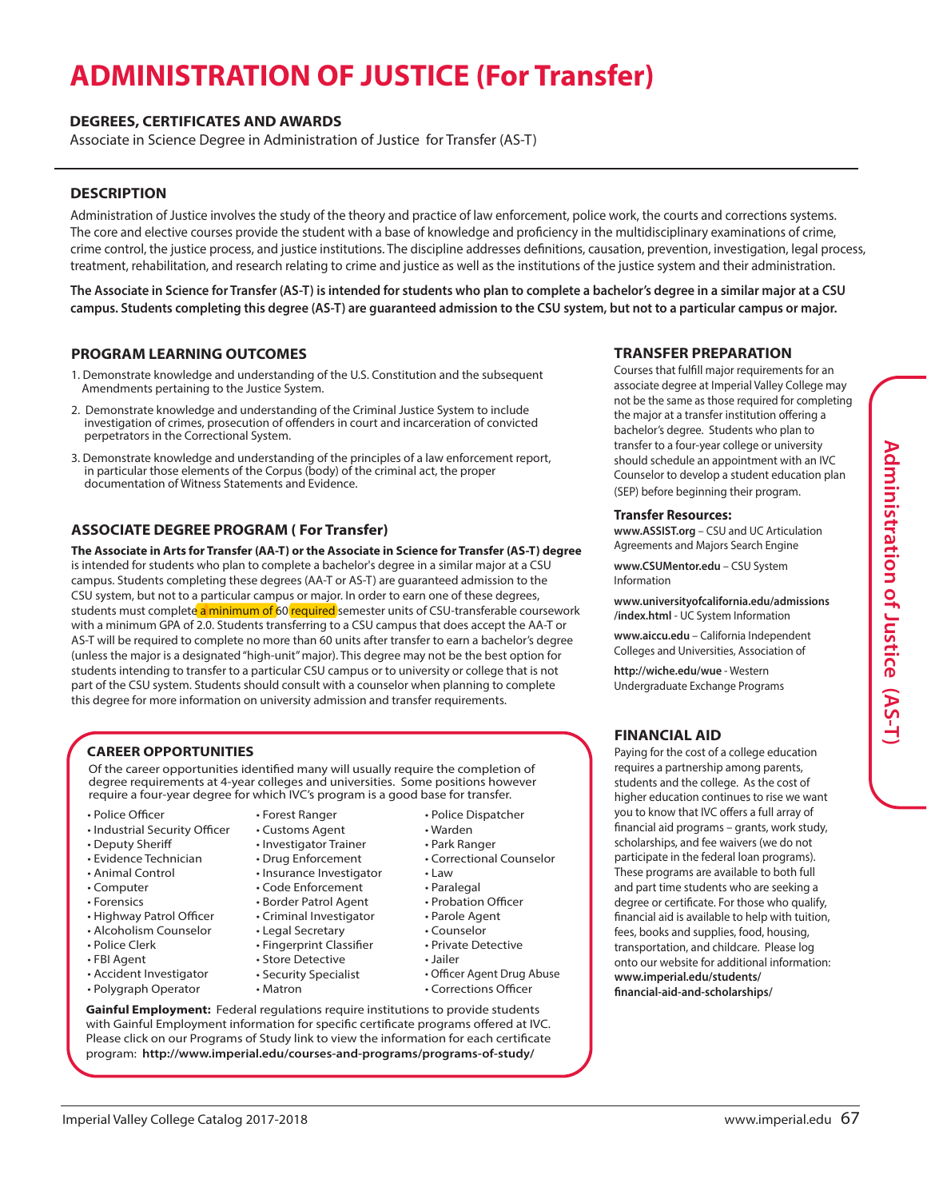# ADMINISTRATION OF JUSTICE (For Transfer)

## DEGREES, CERTIFICATES AND AWARDS

Associate in Science Degree in Administration of Justice for Transfer (AS-T)

## DESCRIPTION

Administration of Justice involves the study of the theory and practice of law enforcement, police work, the courts and corrections systems. The core and elective courses provide the student with a base of knowledge and proficiency in the multidisciplinary examinations of crime, crime control, the justice process, and justice institutions. The discipline addresses definitions, causation, prevention, investigation, legal process, treatment, rehabilitation, and research relating to crime and justice as well as the institutions of the justice system and their administration.

**The Associate in Science for Transfer (AS-T) is intended for students who plan to complete a bachelor's degree in a similar major at a CSU campus. Students completing this degree (AS-T) are guaranteed admission to the CSU system, but not to a particular campus or major.**

## PROGRAM LEARNING OUTCOMES

1. Demonstrate knowledge and understanding of the U.S. Constitution and the subsequent Amendments pertaining to the Justice System.
2. Demonstrate knowledge and understanding of the Criminal Justice System to include investigation of crimes, prosecution of offenders in court and incarceration of convicted perpetrators in the Correctional System.
3. Demonstrate knowledge and understanding of the principles of a law enforcement report, in particular those elements of the Corpus (body) of the criminal act, the proper documentation of Witness Statements and Evidence.

## ASSOCIATE DEGREE PROGRAM ( For Transfer)

**The Associate in Arts for Transfer (AA-T) or the Associate in Science for Transfer (AS-T) degree** is intended for students who plan to complete a bachelor's degree in a similar major at a CSU campus. Students completing these degrees (AA-T or AS-T) are guaranteed admission to the CSU system, but not to a particular campus or major. In order to earn one of these degrees, students must complete a minimum of 60 required semester units of CSU-transferable coursework with a minimum GPA of 2.0. Students transferring to a CSU campus that does accept the AA-T or AS-T will be required to complete no more than 60 units after transfer to earn a bachelor's degree (unless the major is a designated "high-unit" major). This degree may not be the best option for students intending to transfer to a particular CSU campus or to university or college that is not part of the CSU system. Students should consult with a counselor when planning to complete this degree for more information on university admission and transfer requirements.

## CAREER OPPORTUNITIES

Of the career opportunities identified many will usually require the completion of degree requirements at 4-year colleges and universities. Some positions however require a four-year degree for which IVC's program is a good base for transfer.

- Police Officer
- Industrial Security Officer
- Deputy Sheriff
- Evidence Technician
- Animal Control
- Computer
- Forensics
- Highway Patrol Officer
- Alcoholism Counselor
- Police Clerk
- FBI Agent
- Accident Investigator
- Polygraph Operator
- Forest Ranger
- Customs Agent
- Investigator Trainer
- Drug Enforcement
- Insurance Investigator
- Code Enforcement
- Border Patrol Agent
- Criminal Investigator
- Legal Secretary
- Fingerprint Classifier
- Store Detective
- Security Specialist
- Matron
- Police Dispatcher
- Warden
- Park Ranger
- Correctional Counselor
- Law
- Paralegal
- Probation Officer
- Parole Agent
- Counselor
- Private Detective
- Jailer
- Officer Agent Drug Abuse
- Corrections Officer

**Gainful Employment:** Federal regulations require institutions to provide students with Gainful Employment information for specific certificate programs offered at IVC. Please click on our Programs of Study link to view the information for each certificate program: **http://www.imperial.edu/courses-and-programs/programs-of-study/**

## TRANSFER PREPARATION

Courses that fulfill major requirements for an associate degree at Imperial Valley College may not be the same as those required for completing the major at a transfer institution offering a bachelor's degree. Students who plan to transfer to a four-year college or university should schedule an appointment with an IVC Counselor to develop a student education plan (SEP) before beginning their program.

### Transfer Resources:

**www.ASSIST.org** – CSU and UC Articulation Agreements and Majors Search Engine

**www.CSUMentor.edu** – CSU System Information

**www.universityofcalifornia.edu/admissions/index.html** - UC System Information

**www.aiccu.edu** – California Independent Colleges and Universities, Association of

**http://wiche.edu/wue** - Western Undergraduate Exchange Programs

## FINANCIAL AID

Paying for the cost of a college education requires a partnership among parents, students and the college. As the cost of higher education continues to rise we want you to know that IVC offers a full array of financial aid programs – grants, work study, scholarships, and fee waivers (we do not participate in the federal loan programs). These programs are available to both full and part time students who are seeking a degree or certificate. For those who qualify, financial aid is available to help with tuition, fees, books and supplies, food, housing, transportation, and childcare. Please log onto our website for additional information: **www.imperial.edu/students/financial-aid-and-scholarships/**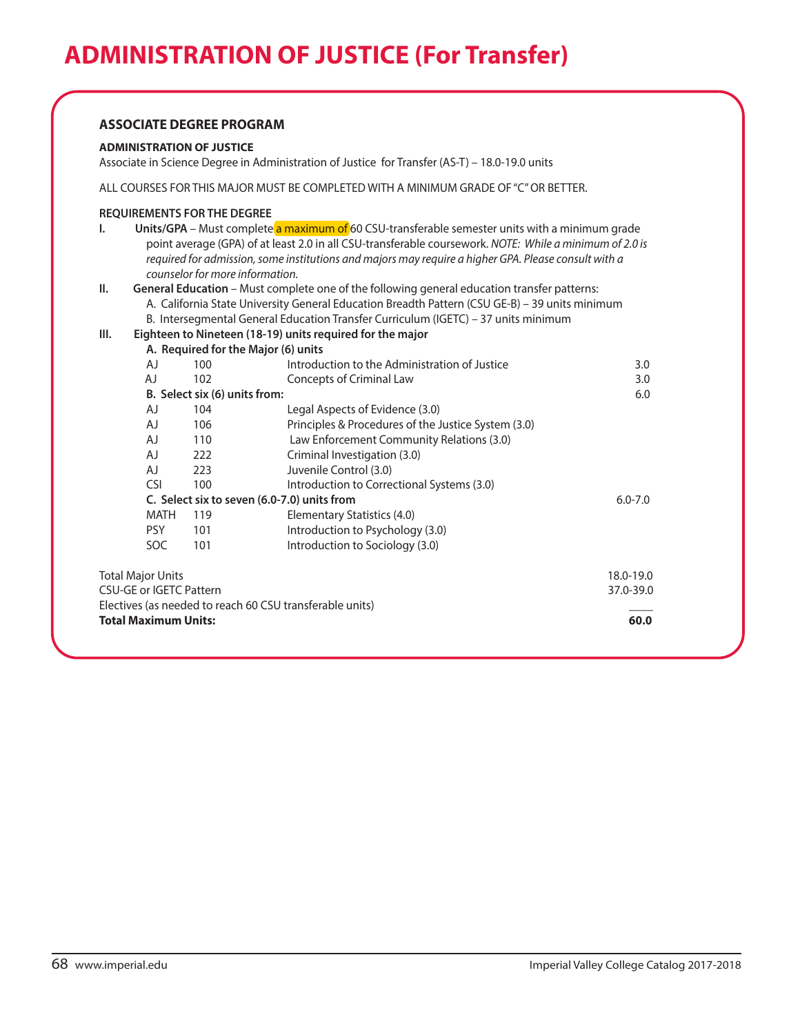# ADMINISTRATION OF JUSTICE (For Transfer)

## ASSOCIATE DEGREE PROGRAM

**ADMINISTRATION OF JUSTICE**

Associate in Science Degree in Administration of Justice for Transfer (AS-T) – 18.0-19.0 units

ALL COURSES FOR THIS MAJOR MUST BE COMPLETED WITH A MINIMUM GRADE OF "C" OR BETTER.

**REQUIREMENTS FOR THE DEGREE**

**I.** **Units/GPA** – Must complete a maximum of 60 CSU-transferable semester units with a minimum grade point average (GPA) of at least 2.0 in all CSU-transferable coursework. *NOTE: While a minimum of 2.0 is required for admission, some institutions and majors may require a higher GPA. Please consult with a counselor for more information.*

**II.** **General Education** – Must complete one of the following general education transfer patterns:

A. California State University General Education Breadth Pattern (CSU GE-B) – 39 units minimum

B. Intersegmental General Education Transfer Curriculum (IGETC) – 37 units minimum

**III.** **Eighteen to Nineteen (18-19) units required for the major**

| | | | |
|---|---|---|---|
| **A. Required for the Major (6) units** | | | |
| AJ | 100 | Introduction to the Administration of Justice | 3.0 |
| AJ | 102 | Concepts of Criminal Law | 3.0 |
| **B. Select six (6) units from:** | | | 6.0 |
| AJ | 104 | Legal Aspects of Evidence (3.0) | |
| AJ | 106 | Principles & Procedures of the Justice System (3.0) | |
| AJ | 110 | Law Enforcement Community Relations (3.0) | |
| AJ | 222 | Criminal Investigation (3.0) | |
| AJ | 223 | Juvenile Control (3.0) | |
| CSI | 100 | Introduction to Correctional Systems (3.0) | |
| **C. Select six to seven (6.0-7.0) units from** | | | 6.0-7.0 |
| MATH | 119 | Elementary Statistics (4.0) | |
| PSY | 101 | Introduction to Psychology (3.0) | |
| SOC | 101 | Introduction to Sociology (3.0) | |

| | |
|---|---|
| Total Major Units | 18.0-19.0 |
| CSU-GE or IGETC Pattern | 37.0-39.0 |
| Electives (as needed to reach 60 CSU transferable units) | ____ |
| **Total Maximum Units:** | **60.0** |